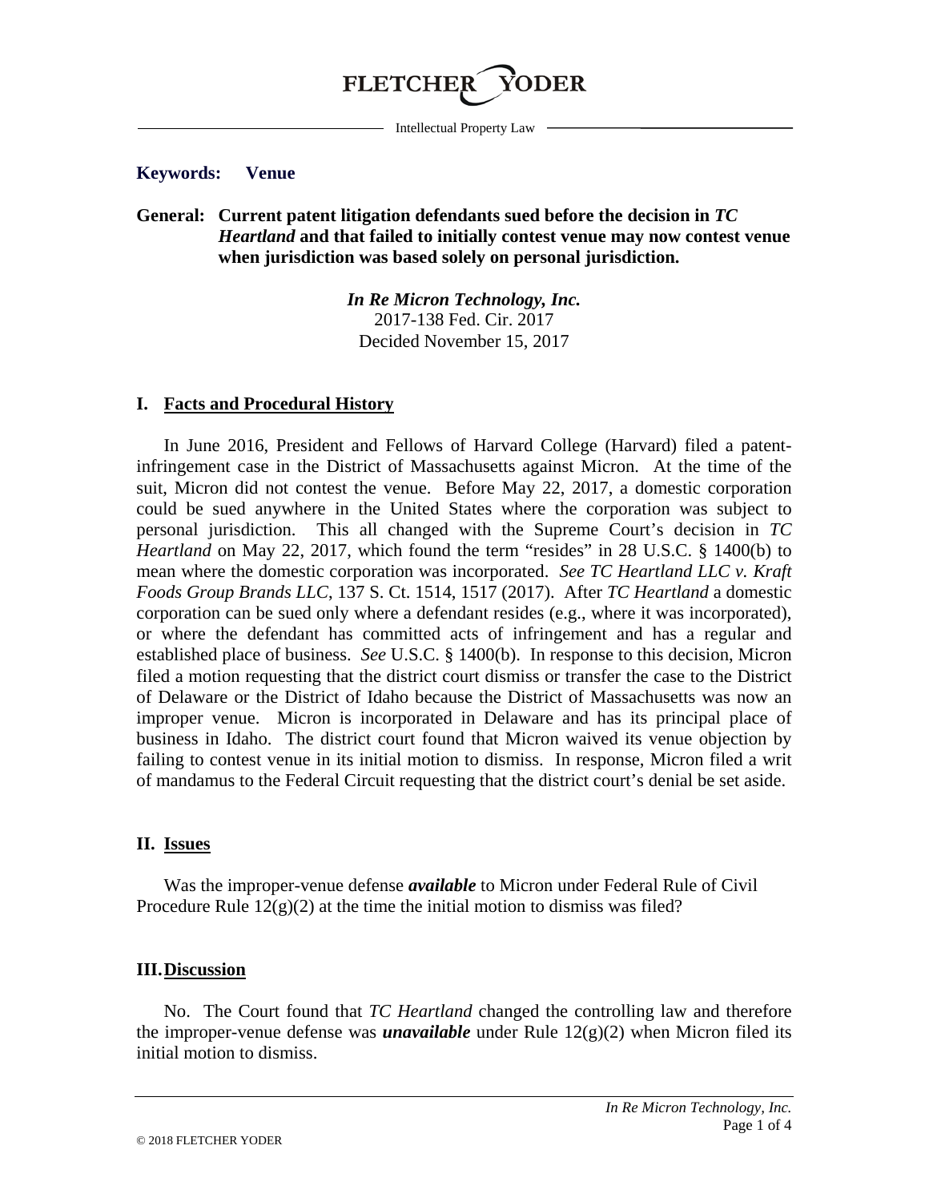FLETCHER YODER

Intellectual Property Law

**Keywords: Venue**

**General: Current patent litigation defendants sued before the decision in *TC Heartland* and that failed to initially contest venue may now contest venue when jurisdiction was based solely on personal jurisdiction.**

***In Re Micron Technology, Inc.***
2017-138 Fed. Cir. 2017
Decided November 15, 2017

## I. Facts and Procedural History

In June 2016, President and Fellows of Harvard College (Harvard) filed a patent-infringement case in the District of Massachusetts against Micron. At the time of the suit, Micron did not contest the venue. Before May 22, 2017, a domestic corporation could be sued anywhere in the United States where the corporation was subject to personal jurisdiction. This all changed with the Supreme Court's decision in *TC Heartland* on May 22, 2017, which found the term "resides" in 28 U.S.C. § 1400(b) to mean where the domestic corporation was incorporated. *See TC Heartland LLC v. Kraft Foods Group Brands LLC*, 137 S. Ct. 1514, 1517 (2017). After *TC Heartland* a domestic corporation can be sued only where a defendant resides (e.g., where it was incorporated), or where the defendant has committed acts of infringement and has a regular and established place of business. *See* U.S.C. § 1400(b). In response to this decision, Micron filed a motion requesting that the district court dismiss or transfer the case to the District of Delaware or the District of Idaho because the District of Massachusetts was now an improper venue. Micron is incorporated in Delaware and has its principal place of business in Idaho. The district court found that Micron waived its venue objection by failing to contest venue in its initial motion to dismiss. In response, Micron filed a writ of mandamus to the Federal Circuit requesting that the district court's denial be set aside.

## II. Issues

Was the improper-venue defense ***available*** to Micron under Federal Rule of Civil Procedure Rule 12(g)(2) at the time the initial motion to dismiss was filed?

## III. Discussion

No. The Court found that *TC Heartland* changed the controlling law and therefore the improper-venue defense was ***unavailable*** under Rule 12(g)(2) when Micron filed its initial motion to dismiss.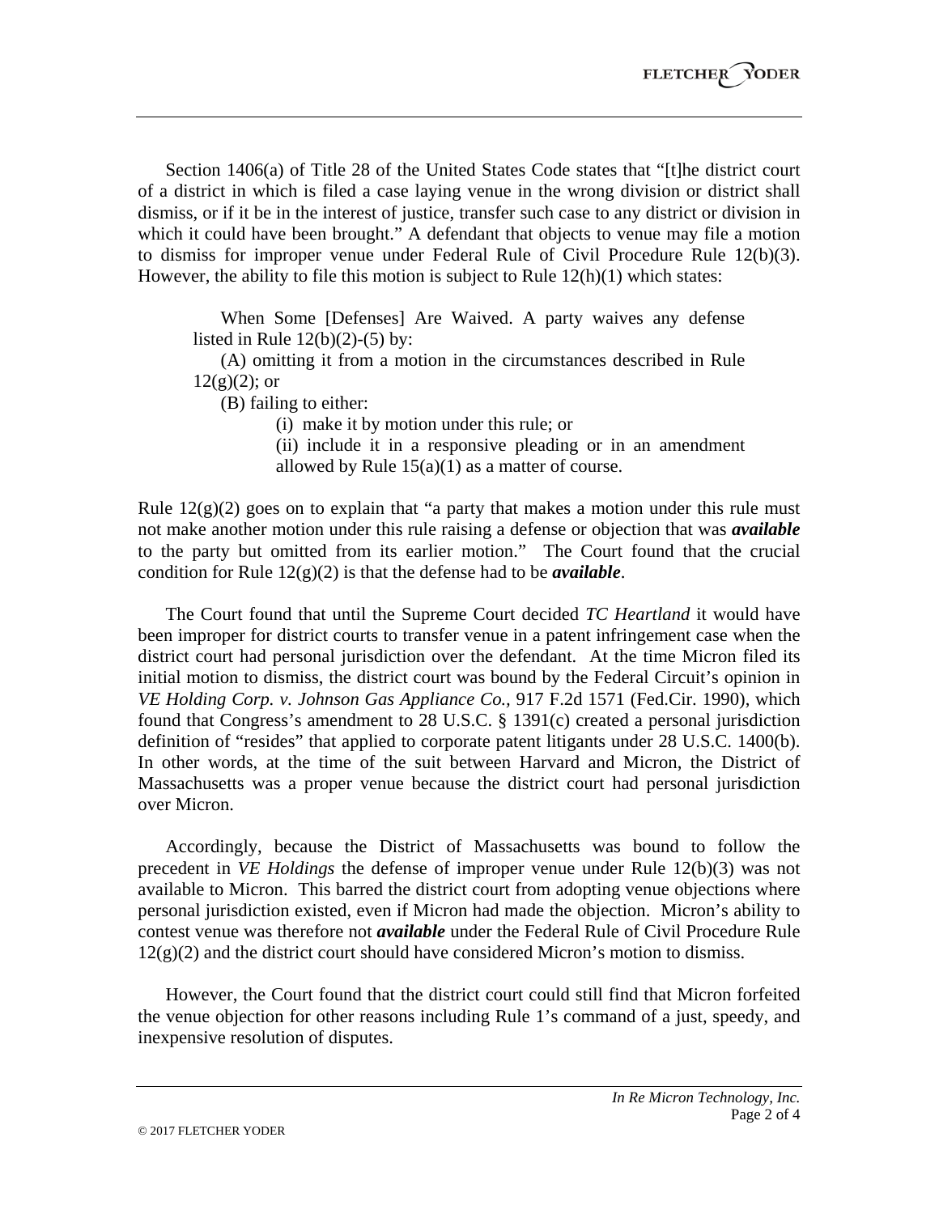Section 1406(a) of Title 28 of the United States Code states that "[t]he district court of a district in which is filed a case laying venue in the wrong division or district shall dismiss, or if it be in the interest of justice, transfer such case to any district or division in which it could have been brought." A defendant that objects to venue may file a motion to dismiss for improper venue under Federal Rule of Civil Procedure Rule 12(b)(3). However, the ability to file this motion is subject to Rule 12(h)(1) which states:

> When Some [Defenses] Are Waived. A party waives any defense listed in Rule 12(b)(2)-(5) by:
>
> (A) omitting it from a motion in the circumstances described in Rule 12(g)(2); or
>
> (B) failing to either:
>
> (i) make it by motion under this rule; or
>
> (ii) include it in a responsive pleading or in an amendment allowed by Rule 15(a)(1) as a matter of course.

Rule 12(g)(2) goes on to explain that "a party that makes a motion under this rule must not make another motion under this rule raising a defense or objection that was ***available*** to the party but omitted from its earlier motion." The Court found that the crucial condition for Rule 12(g)(2) is that the defense had to be ***available***.

The Court found that until the Supreme Court decided *TC Heartland* it would have been improper for district courts to transfer venue in a patent infringement case when the district court had personal jurisdiction over the defendant. At the time Micron filed its initial motion to dismiss, the district court was bound by the Federal Circuit's opinion in *VE Holding Corp. v. Johnson Gas Appliance Co.,* 917 F.2d 1571 (Fed.Cir. 1990), which found that Congress's amendment to 28 U.S.C. § 1391(c) created a personal jurisdiction definition of "resides" that applied to corporate patent litigants under 28 U.S.C. 1400(b). In other words, at the time of the suit between Harvard and Micron, the District of Massachusetts was a proper venue because the district court had personal jurisdiction over Micron.

Accordingly, because the District of Massachusetts was bound to follow the precedent in *VE Holdings* the defense of improper venue under Rule 12(b)(3) was not available to Micron. This barred the district court from adopting venue objections where personal jurisdiction existed, even if Micron had made the objection. Micron's ability to contest venue was therefore not ***available*** under the Federal Rule of Civil Procedure Rule 12(g)(2) and the district court should have considered Micron's motion to dismiss.

However, the Court found that the district court could still find that Micron forfeited the venue objection for other reasons including Rule 1's command of a just, speedy, and inexpensive resolution of disputes.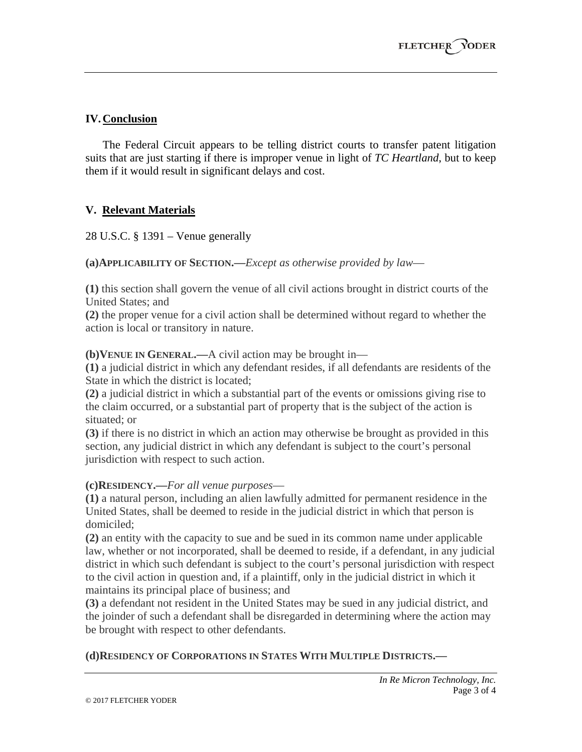## IV. Conclusion

The Federal Circuit appears to be telling district courts to transfer patent litigation suits that are just starting if there is improper venue in light of *TC Heartland*, but to keep them if it would result in significant delays and cost.

## V. Relevant Materials

28 U.S.C. § 1391 – Venue generally

**(a) APPLICABILITY OF SECTION.—** *Except as otherwise provided by law*—

**(1)** this section shall govern the venue of all civil actions brought in district courts of the United States; and
**(2)** the proper venue for a civil action shall be determined without regard to whether the action is local or transitory in nature.

**(b) VENUE IN GENERAL.—** A civil action may be brought in—
**(1)** a judicial district in which any defendant resides, if all defendants are residents of the State in which the district is located;
**(2)** a judicial district in which a substantial part of the events or omissions giving rise to the claim occurred, or a substantial part of property that is the subject of the action is situated; or
**(3)** if there is no district in which an action may otherwise be brought as provided in this section, any judicial district in which any defendant is subject to the court's personal jurisdiction with respect to such action.

**(c) RESIDENCY.—** *For all venue purposes*—
**(1)** a natural person, including an alien lawfully admitted for permanent residence in the United States, shall be deemed to reside in the judicial district in which that person is domiciled;
**(2)** an entity with the capacity to sue and be sued in its common name under applicable law, whether or not incorporated, shall be deemed to reside, if a defendant, in any judicial district in which such defendant is subject to the court's personal jurisdiction with respect to the civil action in question and, if a plaintiff, only in the judicial district in which it maintains its principal place of business; and
**(3)** a defendant not resident in the United States may be sued in any judicial district, and the joinder of such a defendant shall be disregarded in determining where the action may be brought with respect to other defendants.

**(d) RESIDENCY OF CORPORATIONS IN STATES WITH MULTIPLE DISTRICTS.—**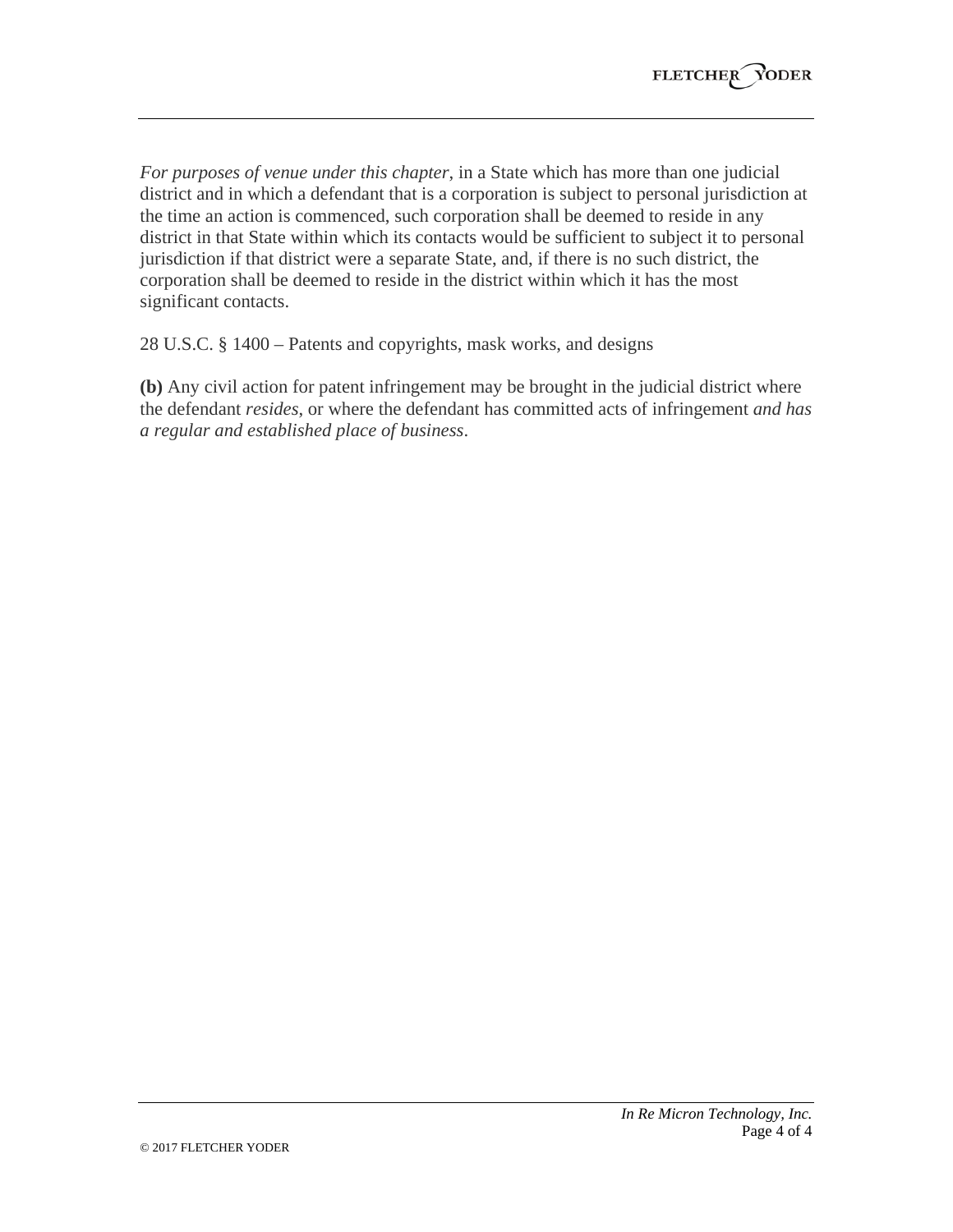*For purposes of venue under this chapter*, in a State which has more than one judicial district and in which a defendant that is a corporation is subject to personal jurisdiction at the time an action is commenced, such corporation shall be deemed to reside in any district in that State within which its contacts would be sufficient to subject it to personal jurisdiction if that district were a separate State, and, if there is no such district, the corporation shall be deemed to reside in the district within which it has the most significant contacts.

28 U.S.C. § 1400 – Patents and copyrights, mask works, and designs

**(b)** Any civil action for patent infringement may be brought in the judicial district where the defendant *resides*, or where the defendant has committed acts of infringement *and has a regular and established place of business*.